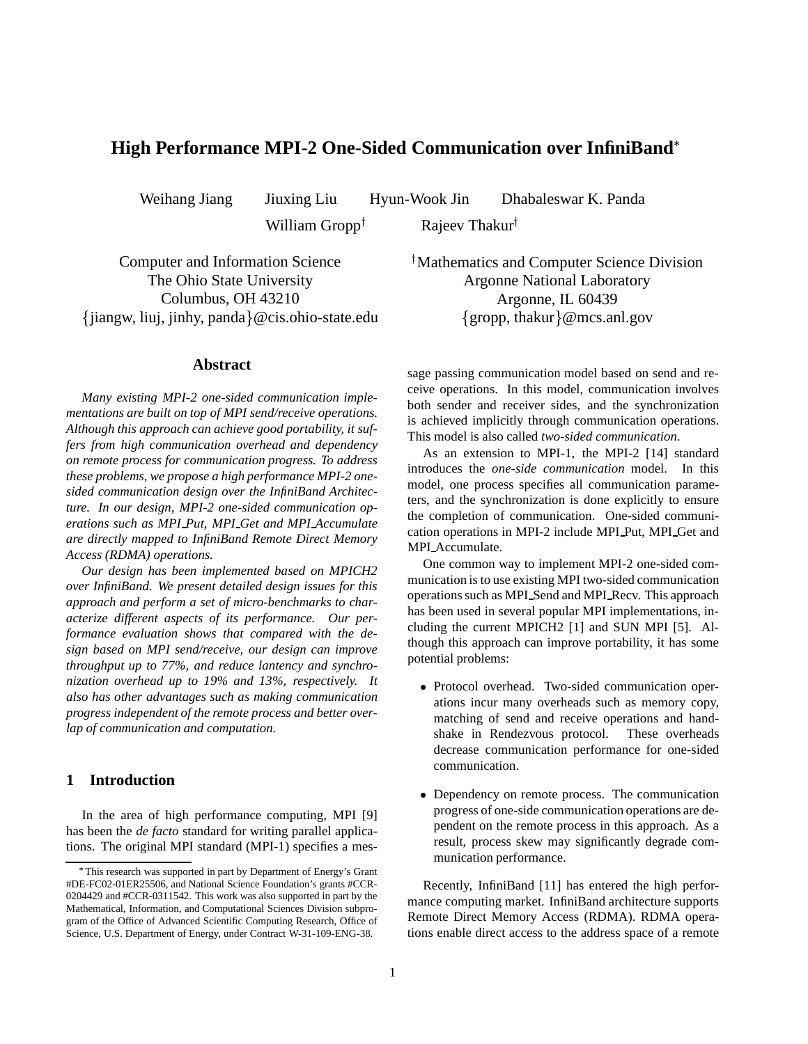# High Performance MPI-2 One-Sided Communication over InfiniBand*

Weihang Jiang  Jiuxing Liu  Hyun-Wook Jin  Dhabaleswar K. Panda

William Gropp†  Rajeev Thakur†

Computer and Information Science
The Ohio State University
Columbus, OH 43210
{jiangw, liuj, jinhy, panda}@cis.ohio-state.edu

†Mathematics and Computer Science Division
Argonne National Laboratory
Argonne, IL 60439
{gropp, thakur}@mcs.anl.gov

## Abstract

*Many existing MPI-2 one-sided communication implementations are built on top of MPI send/receive operations. Although this approach can achieve good portability, it suffers from high communication overhead and dependency on remote process for communication progress. To address these problems, we propose a high performance MPI-2 one-sided communication design over the InfiniBand Architecture. In our design, MPI-2 one-sided communication operations such as MPI_Put, MPI_Get and MPI_Accumulate are directly mapped to InfiniBand Remote Direct Memory Access (RDMA) operations.*

*Our design has been implemented based on MPICH2 over InfiniBand. We present detailed design issues for this approach and perform a set of micro-benchmarks to characterize different aspects of its performance. Our performance evaluation shows that compared with the design based on MPI send/receive, our design can improve throughput up to 77%, and reduce lantency and synchronization overhead up to 19% and 13%, respectively. It also has other advantages such as making communication progress independent of the remote process and better overlap of communication and computation.*

## 1 Introduction

In the area of high performance computing, MPI [9] has been the *de facto* standard for writing parallel applications. The original MPI standard (MPI-1) specifies a message passing communication model based on send and receive operations. In this model, communication involves both sender and receiver sides, and the synchronization is achieved implicitly through communication operations. This model is also called *two-sided communication*.

As an extension to MPI-1, the MPI-2 [14] standard introduces the *one-side communication* model. In this model, one process specifies all communication parameters, and the synchronization is done explicitly to ensure the completion of communication. One-sided communication operations in MPI-2 include MPI_Put, MPI_Get and MPI_Accumulate.

One common way to implement MPI-2 one-sided communication is to use existing MPI two-sided communication operations such as MPI_Send and MPI_Recv. This approach has been used in several popular MPI implementations, including the current MPICH2 [1] and SUN MPI [5]. Although this approach can improve portability, it has some potential problems:

- Protocol overhead. Two-sided communication operations incur many overheads such as memory copy, matching of send and receive operations and handshake in Rendezvous protocol. These overheads decrease communication performance for one-sided communication.
- Dependency on remote process. The communication progress of one-side communication operations are dependent on the remote process in this approach. As a result, process skew may significantly degrade communication performance.

Recently, InfiniBand [11] has entered the high performance computing market. InfiniBand architecture supports Remote Direct Memory Access (RDMA). RDMA operations enable direct access to the address space of a remote

*This research was supported in part by Department of Energy's Grant #DE-FC02-01ER25506, and National Science Foundation's grants #CCR-0204429 and #CCR-0311542. This work was also supported in part by the Mathematical, Information, and Computational Sciences Division subprogram of the Office of Advanced Scientific Computing Research, Office of Science, U.S. Department of Energy, under Contract W-31-109-ENG-38.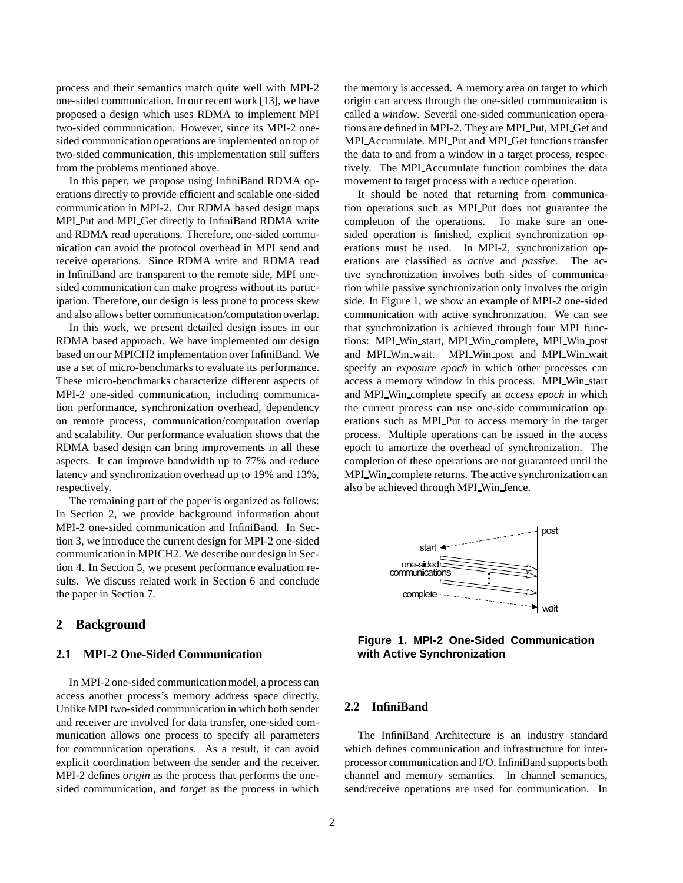process and their semantics match quite well with MPI-2 one-sided communication. In our recent work [13], we have proposed a design which uses RDMA to implement MPI two-sided communication. However, since its MPI-2 one-sided communication operations are implemented on top of two-sided communication, this implementation still suffers from the problems mentioned above.

In this paper, we propose using InfiniBand RDMA operations directly to provide efficient and scalable one-sided communication in MPI-2. Our RDMA based design maps MPI_Put and MPI_Get directly to InfiniBand RDMA write and RDMA read operations. Therefore, one-sided communication can avoid the protocol overhead in MPI send and receive operations. Since RDMA write and RDMA read in InfiniBand are transparent to the remote side, MPI one-sided communication can make progress without its participation. Therefore, our design is less prone to process skew and also allows better communication/computation overlap.

In this work, we present detailed design issues in our RDMA based approach. We have implemented our design based on our MPICH2 implementation over InfiniBand. We use a set of micro-benchmarks to evaluate its performance. These micro-benchmarks characterize different aspects of MPI-2 one-sided communication, including communication performance, synchronization overhead, dependency on remote process, communication/computation overlap and scalability. Our performance evaluation shows that the RDMA based design can bring improvements in all these aspects. It can improve bandwidth up to 77% and reduce latency and synchronization overhead up to 19% and 13%, respectively.

The remaining part of the paper is organized as follows: In Section 2, we provide background information about MPI-2 one-sided communication and InfiniBand. In Section 3, we introduce the current design for MPI-2 one-sided communication in MPICH2. We describe our design in Section 4. In Section 5, we present performance evaluation results. We discuss related work in Section 6 and conclude the paper in Section 7.

## 2 Background

### 2.1 MPI-2 One-Sided Communication

In MPI-2 one-sided communication model, a process can access another process's memory address space directly. Unlike MPI two-sided communication in which both sender and receiver are involved for data transfer, one-sided communication allows one process to specify all parameters for communication operations. As a result, it can avoid explicit coordination between the sender and the receiver. MPI-2 defines *origin* as the process that performs the one-sided communication, and *target* as the process in which the memory is accessed. A memory area on target to which origin can access through the one-sided communication is called a *window*. Several one-sided communication operations are defined in MPI-2. They are MPI_Put, MPI_Get and MPI_Accumulate. MPI_Put and MPI_Get functions transfer the data to and from a window in a target process, respectively. The MPI_Accumulate function combines the data movement to target process with a reduce operation.

It should be noted that returning from communication operations such as MPI_Put does not guarantee the completion of the operations. To make sure an one-sided operation is finished, explicit synchronization operations must be used. In MPI-2, synchronization operations are classified as *active* and *passive*. The active synchronization involves both sides of communication while passive synchronization only involves the origin side. In Figure 1, we show an example of MPI-2 one-sided communication with active synchronization. We can see that synchronization is achieved through four MPI functions: MPI_Win_start, MPI_Win_complete, MPI_Win_post and MPI_Win_wait. MPI_Win_post and MPI_Win_wait specify an *exposure epoch* in which other processes can access a memory window in this process. MPI_Win_start and MPI_Win_complete specify an *access epoch* in which the current process can use one-side communication operations such as MPI_Put to access memory in the target process. Multiple operations can be issued in the access epoch to amortize the overhead of synchronization. The completion of these operations are not guaranteed until the MPI_Win_complete returns. The active synchronization can also be achieved through MPI_Win_fence.

**Figure 1. MPI-2 One-Sided Communication with Active Synchronization**

### 2.2 InfiniBand

The InfiniBand Architecture is an industry standard which defines communication and infrastructure for inter-processor communication and I/O. InfiniBand supports both channel and memory semantics. In channel semantics, send/receive operations are used for communication. In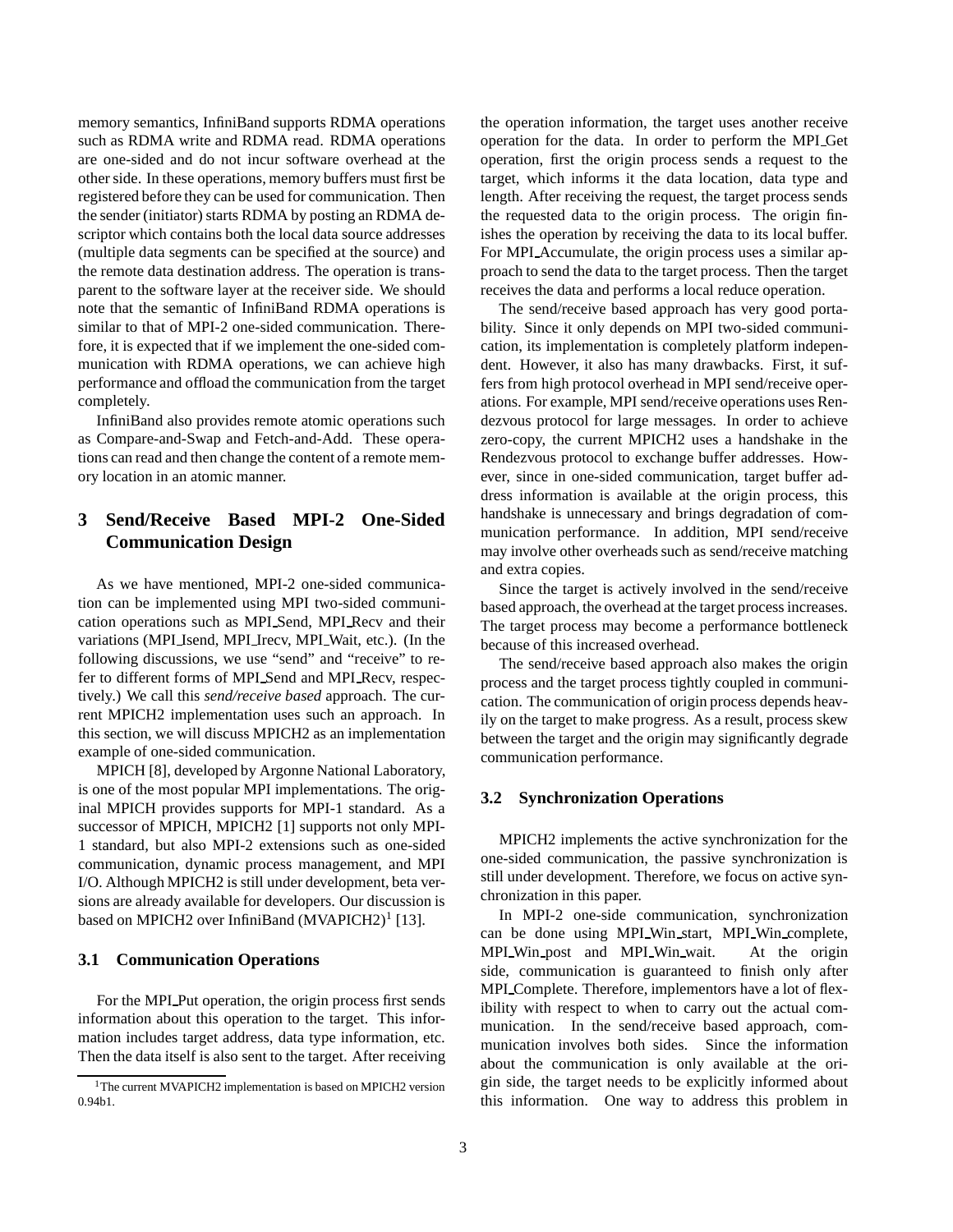memory semantics, InfiniBand supports RDMA operations such as RDMA write and RDMA read. RDMA operations are one-sided and do not incur software overhead at the other side. In these operations, memory buffers must first be registered before they can be used for communication. Then the sender (initiator) starts RDMA by posting an RDMA descriptor which contains both the local data source addresses (multiple data segments can be specified at the source) and the remote data destination address. The operation is transparent to the software layer at the receiver side. We should note that the semantic of InfiniBand RDMA operations is similar to that of MPI-2 one-sided communication. Therefore, it is expected that if we implement the one-sided communication with RDMA operations, we can achieve high performance and offload the communication from the target completely.

InfiniBand also provides remote atomic operations such as Compare-and-Swap and Fetch-and-Add. These operations can read and then change the content of a remote memory location in an atomic manner.

## 3 Send/Receive Based MPI-2 One-Sided Communication Design

As we have mentioned, MPI-2 one-sided communication can be implemented using MPI two-sided communication operations such as MPI_Send, MPI_Recv and their variations (MPI_Isend, MPI_Irecv, MPI_Wait, etc.). (In the following discussions, we use "send" and "receive" to refer to different forms of MPI_Send and MPI_Recv, respectively.) We call this *send/receive based* approach. The current MPICH2 implementation uses such an approach. In this section, we will discuss MPICH2 as an implementation example of one-sided communication.

MPICH [8], developed by Argonne National Laboratory, is one of the most popular MPI implementations. The original MPICH provides supports for MPI-1 standard. As a successor of MPICH, MPICH2 [1] supports not only MPI-1 standard, but also MPI-2 extensions such as one-sided communication, dynamic process management, and MPI I/O. Although MPICH2 is still under development, beta versions are already available for developers. Our discussion is based on MPICH2 over InfiniBand (MVAPICH2)[1] [13].

### 3.1 Communication Operations

For the MPI_Put operation, the origin process first sends information about this operation to the target. This information includes target address, data type information, etc. Then the data itself is also sent to the target. After receiving the operation information, the target uses another receive operation for the data. In order to perform the MPI_Get operation, first the origin process sends a request to the target, which informs it the data location, data type and length. After receiving the request, the target process sends the requested data to the origin process. The origin finishes the operation by receiving the data to its local buffer. For MPI_Accumulate, the origin process uses a similar approach to send the data to the target process. Then the target receives the data and performs a local reduce operation.

The send/receive based approach has very good portability. Since it only depends on MPI two-sided communication, its implementation is completely platform independent. However, it also has many drawbacks. First, it suffers from high protocol overhead in MPI send/receive operations. For example, MPI send/receive operations uses Rendezvous protocol for large messages. In order to achieve zero-copy, the current MPICH2 uses a handshake in the Rendezvous protocol to exchange buffer addresses. However, since in one-sided communication, target buffer address information is available at the origin process, this handshake is unnecessary and brings degradation of communication performance. In addition, MPI send/receive may involve other overheads such as send/receive matching and extra copies.

Since the target is actively involved in the send/receive based approach, the overhead at the target process increases. The target process may become a performance bottleneck because of this increased overhead.

The send/receive based approach also makes the origin process and the target process tightly coupled in communication. The communication of origin process depends heavily on the target to make progress. As a result, process skew between the target and the origin may significantly degrade communication performance.

### 3.2 Synchronization Operations

MPICH2 implements the active synchronization for the one-sided communication, the passive synchronization is still under development. Therefore, we focus on active synchronization in this paper.

In MPI-2 one-side communication, synchronization can be done using MPI_Win_start, MPI_Win_complete, MPI_Win_post and MPI_Win_wait. At the origin side, communication is guaranteed to finish only after MPI_Complete. Therefore, implementors have a lot of flexibility with respect to when to carry out the actual communication. In the send/receive based approach, communication involves both sides. Since the information about the communication is only available at the origin side, the target needs to be explicitly informed about this information. One way to address this problem in

[1] The current MVAPICH2 implementation is based on MPICH2 version 0.94b1.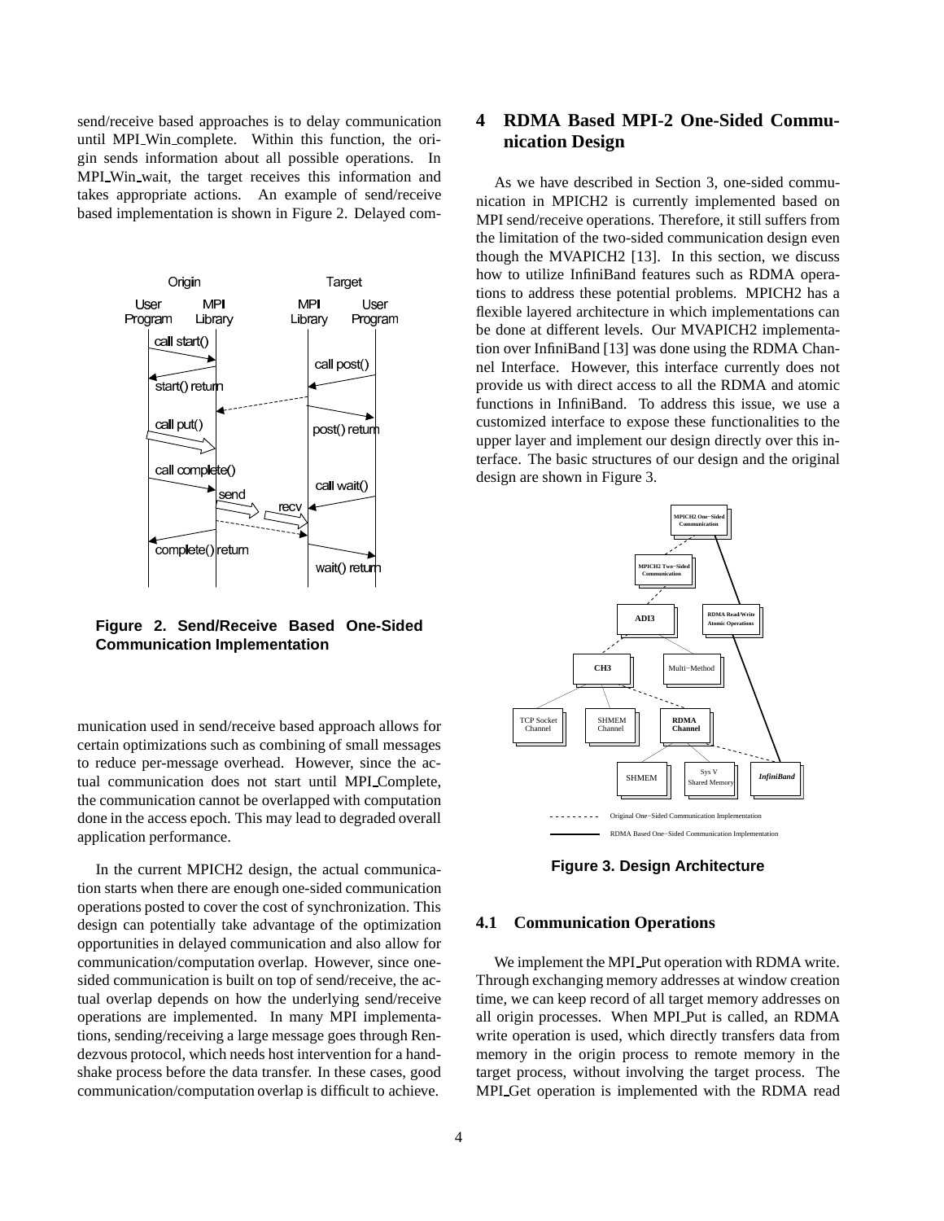send/receive based approaches is to delay communication until MPI_Win_complete. Within this function, the origin sends information about all possible operations. In MPI_Win_wait, the target receives this information and takes appropriate actions. An example of send/receive based implementation is shown in Figure 2. Delayed communication used in send/receive based approach allows for certain optimizations such as combining of small messages to reduce per-message overhead. However, since the actual communication does not start until MPI_Complete, the communication cannot be overlapped with computation done in the access epoch. This may lead to degraded overall application performance.

**Figure 2. Send/Receive Based One-Sided Communication Implementation**

In the current MPICH2 design, the actual communication starts when there are enough one-sided communication operations posted to cover the cost of synchronization. This design can potentially take advantage of the optimization opportunities in delayed communication and also allow for communication/computation overlap. However, since one-sided communication is built on top of send/receive, the actual overlap depends on how the underlying send/receive operations are implemented. In many MPI implementations, sending/receiving a large message goes through Rendezvous protocol, which needs host intervention for a handshake process before the data transfer. In these cases, good communication/computation overlap is difficult to achieve.

# 4 RDMA Based MPI-2 One-Sided Communication Design

As we have described in Section 3, one-sided communication in MPICH2 is currently implemented based on MPI send/receive operations. Therefore, it still suffers from the limitation of the two-sided communication design even though the MVAPICH2 [13]. In this section, we discuss how to utilize InfiniBand features such as RDMA operations to address these potential problems. MPICH2 has a flexible layered architecture in which implementations can be done at different levels. Our MVAPICH2 implementation over InfiniBand [13] was done using the RDMA Channel Interface. However, this interface currently does not provide us with direct access to all the RDMA and atomic functions in InfiniBand. To address this issue, we use a customized interface to expose these functionalities to the upper layer and implement our design directly over this interface. The basic structures of our design and the original design are shown in Figure 3.

**Figure 3. Design Architecture**

## 4.1 Communication Operations

We implement the MPI_Put operation with RDMA write. Through exchanging memory addresses at window creation time, we can keep record of all target memory addresses on all origin processes. When MPI_Put is called, an RDMA write operation is used, which directly transfers data from memory in the origin process to remote memory in the target process, without involving the target process. The MPI_Get operation is implemented with the RDMA read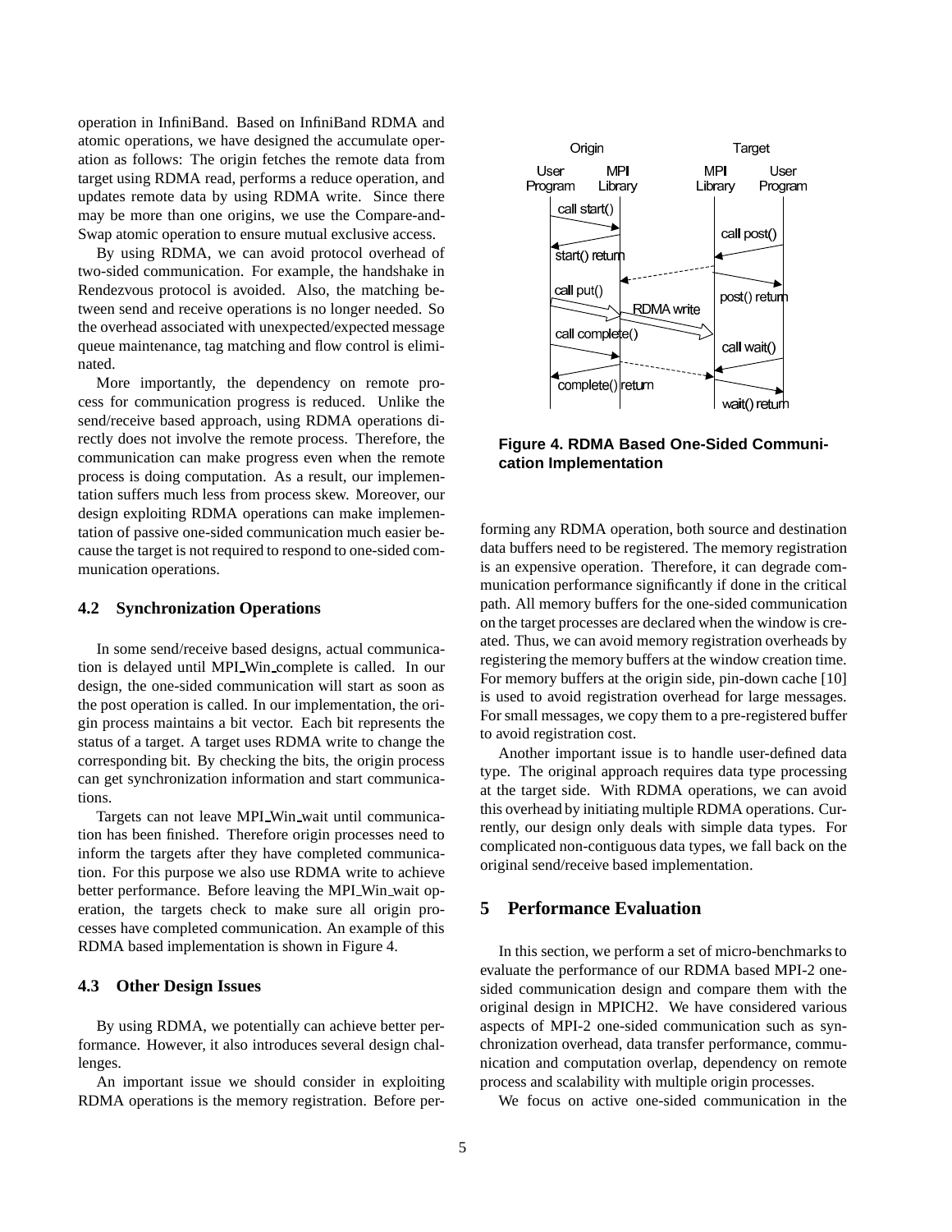operation in InfiniBand. Based on InfiniBand RDMA and atomic operations, we have designed the accumulate operation as follows: The origin fetches the remote data from target using RDMA read, performs a reduce operation, and updates remote data by using RDMA write. Since there may be more than one origins, we use the Compare-and-Swap atomic operation to ensure mutual exclusive access.

By using RDMA, we can avoid protocol overhead of two-sided communication. For example, the handshake in Rendezvous protocol is avoided. Also, the matching between send and receive operations is no longer needed. So the overhead associated with unexpected/expected message queue maintenance, tag matching and flow control is eliminated.

More importantly, the dependency on remote process for communication progress is reduced. Unlike the send/receive based approach, using RDMA operations directly does not involve the remote process. Therefore, the communication can make progress even when the remote process is doing computation. As a result, our implementation suffers much less from process skew. Moreover, our design exploiting RDMA operations can make implementation of passive one-sided communication much easier because the target is not required to respond to one-sided communication operations.

### 4.2 Synchronization Operations

In some send/receive based designs, actual communication is delayed until MPI_Win_complete is called. In our design, the one-sided communication will start as soon as the post operation is called. In our implementation, the origin process maintains a bit vector. Each bit represents the status of a target. A target uses RDMA write to change the corresponding bit. By checking the bits, the origin process can get synchronization information and start communications.

Targets can not leave MPI_Win_wait until communication has been finished. Therefore origin processes need to inform the targets after they have completed communication. For this purpose we also use RDMA write to achieve better performance. Before leaving the MPI_Win_wait operation, the targets check to make sure all origin processes have completed communication. An example of this RDMA based implementation is shown in Figure 4.

### 4.3 Other Design Issues

By using RDMA, we potentially can achieve better performance. However, it also introduces several design challenges.

An important issue we should consider in exploiting RDMA operations is the memory registration. Before performing any RDMA operation, both source and destination data buffers need to be registered. The memory registration is an expensive operation. Therefore, it can degrade communication performance significantly if done in the critical path. All memory buffers for the one-sided communication on the target processes are declared when the window is created. Thus, we can avoid memory registration overheads by registering the memory buffers at the window creation time. For memory buffers at the origin side, pin-down cache [10] is used to avoid registration overhead for large messages. For small messages, we copy them to a pre-registered buffer to avoid registration cost.

**Figure 4. RDMA Based One-Sided Communication Implementation**

Another important issue is to handle user-defined data type. The original approach requires data type processing at the target side. With RDMA operations, we can avoid this overhead by initiating multiple RDMA operations. Currently, our design only deals with simple data types. For complicated non-contiguous data types, we fall back on the original send/receive based implementation.

## 5 Performance Evaluation

In this section, we perform a set of micro-benchmarks to evaluate the performance of our RDMA based MPI-2 one-sided communication design and compare them with the original design in MPICH2. We have considered various aspects of MPI-2 one-sided communication such as synchronization overhead, data transfer performance, communication and computation overlap, dependency on remote process and scalability with multiple origin processes.

We focus on active one-sided communication in the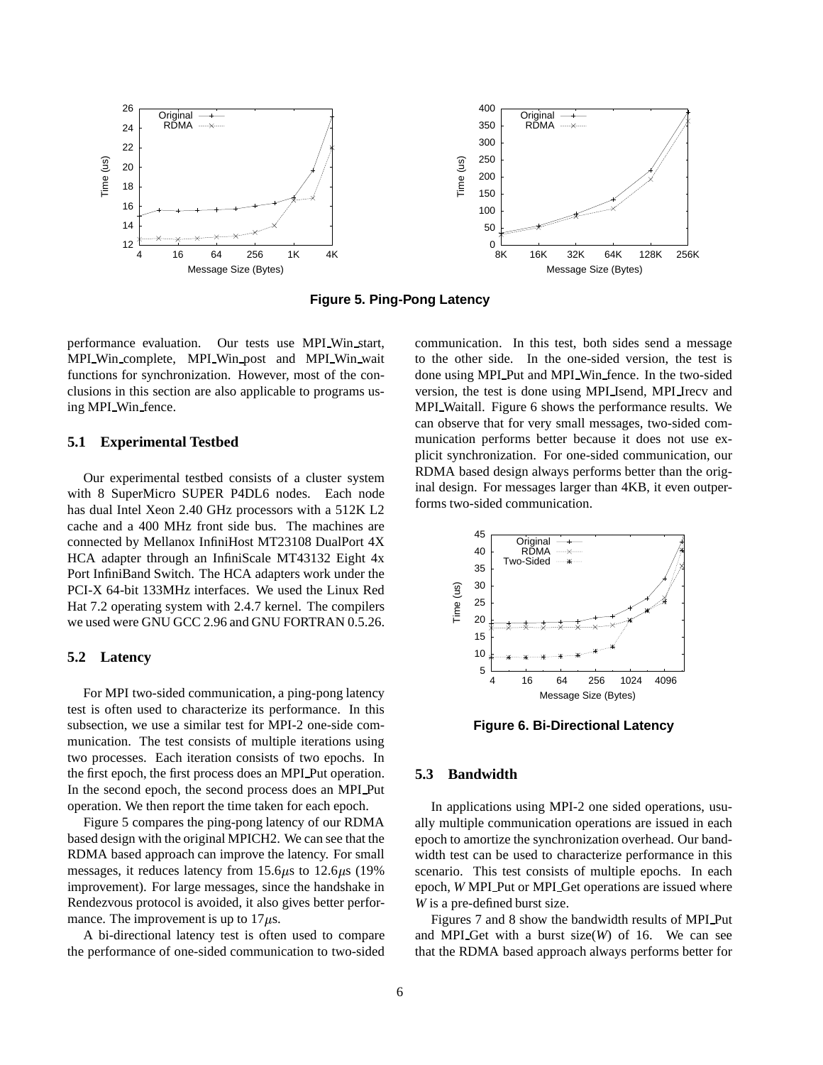Figure 5. Ping-Pong Latency

performance evaluation. Our tests use MPI_Win_start, MPI_Win_complete, MPI_Win_post and MPI_Win_wait functions for synchronization. However, most of the conclusions in this section are also applicable to programs using MPI_Win_fence.

### 5.1 Experimental Testbed

Our experimental testbed consists of a cluster system with 8 SuperMicro SUPER P4DL6 nodes. Each node has dual Intel Xeon 2.40 GHz processors with a 512K L2 cache and a 400 MHz front side bus. The machines are connected by Mellanox InfiniHost MT23108 DualPort 4X HCA adapter through an InfiniScale MT43132 Eight 4x Port InfiniBand Switch. The HCA adapters work under the PCI-X 64-bit 133MHz interfaces. We used the Linux Red Hat 7.2 operating system with 2.4.7 kernel. The compilers we used were GNU GCC 2.96 and GNU FORTRAN 0.5.26.

### 5.2 Latency

For MPI two-sided communication, a ping-pong latency test is often used to characterize its performance. In this subsection, we use a similar test for MPI-2 one-side communication. The test consists of multiple iterations using two processes. Each iteration consists of two epochs. In the first epoch, the first process does an MPI_Put operation. In the second epoch, the second process does an MPI_Put operation. We then report the time taken for each epoch.

Figure 5 compares the ping-pong latency of our RDMA based design with the original MPICH2. We can see that the RDMA based approach can improve the latency. For small messages, it reduces latency from 15.6$\mu$s to 12.6$\mu$s (19% improvement). For large messages, since the handshake in Rendezvous protocol is avoided, it also gives better performance. The improvement is up to 17$\mu$s.

A bi-directional latency test is often used to compare the performance of one-sided communication to two-sided communication. In this test, both sides send a message to the other side. In the one-sided version, the test is done using MPI_Put and MPI_Win_fence. In the two-sided version, the test is done using MPI_Isend, MPI_Irecv and MPI_Waitall. Figure 6 shows the performance results. We can observe that for very small messages, two-sided communication performs better because it does not use explicit synchronization. For one-sided communication, our RDMA based design always performs better than the original design. For messages larger than 4KB, it even outperforms two-sided communication.

Figure 6. Bi-Directional Latency

### 5.3 Bandwidth

In applications using MPI-2 one sided operations, usually multiple communication operations are issued in each epoch to amortize the synchronization overhead. Our bandwidth test can be used to characterize performance in this scenario. This test consists of multiple epochs. In each epoch, *W* MPI_Put or MPI_Get operations are issued where *W* is a pre-defined burst size.

Figures 7 and 8 show the bandwidth results of MPI_Put and MPI_Get with a burst size(*W*) of 16. We can see that the RDMA based approach always performs better for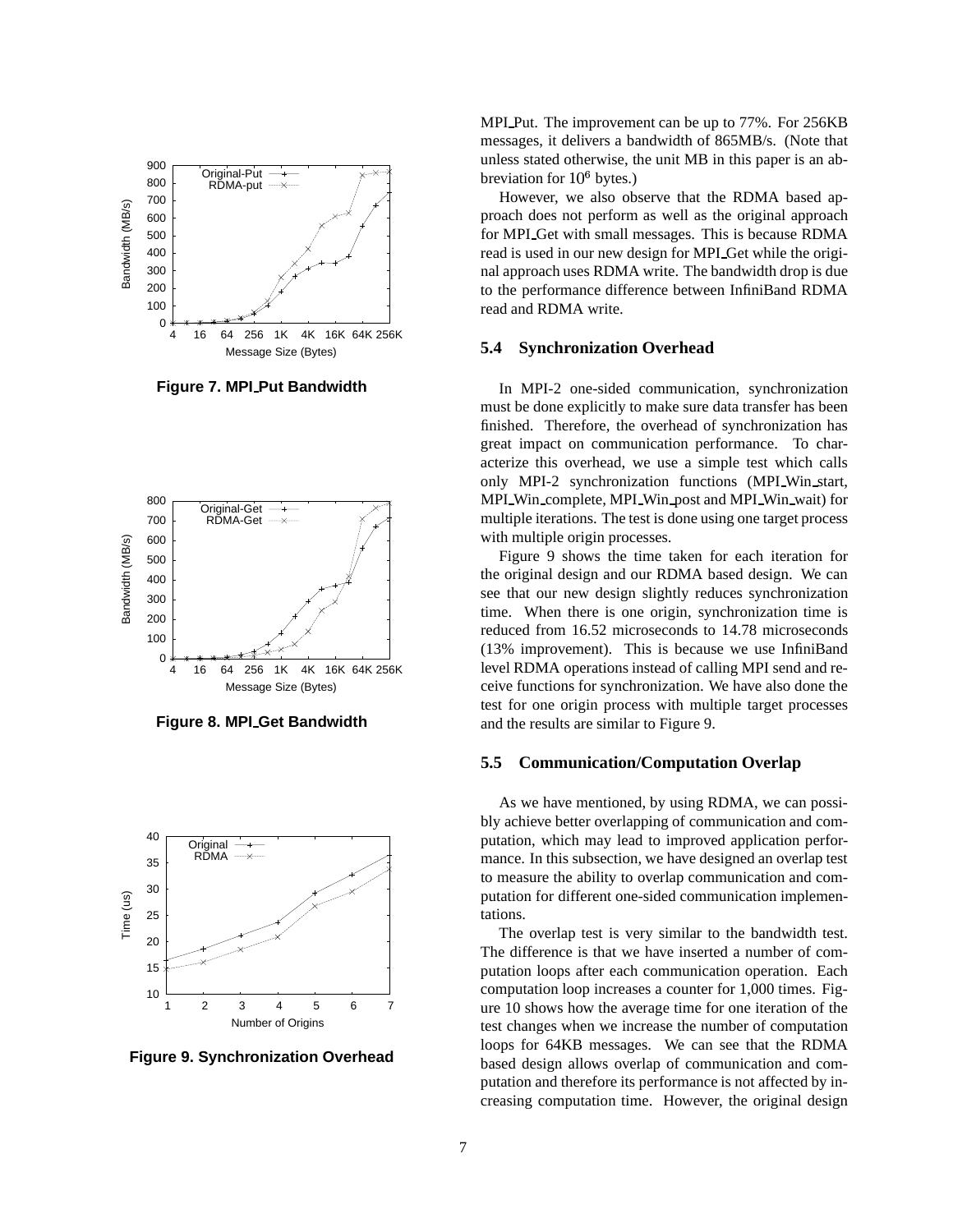Figure 7. MPI_Put Bandwidth

Figure 8. MPI_Get Bandwidth

Figure 9. Synchronization Overhead

MPI_Put. The improvement can be up to 77%. For 256KB messages, it delivers a bandwidth of 865MB/s. (Note that unless stated otherwise, the unit MB in this paper is an abbreviation for $10^6$ bytes.)

However, we also observe that the RDMA based approach does not perform as well as the original approach for MPI_Get with small messages. This is because RDMA read is used in our new design for MPI_Get while the original approach uses RDMA write. The bandwidth drop is due to the performance difference between InfiniBand RDMA read and RDMA write.

### 5.4 Synchronization Overhead

In MPI-2 one-sided communication, synchronization must be done explicitly to make sure data transfer has been finished. Therefore, the overhead of synchronization has great impact on communication performance. To characterize this overhead, we use a simple test which calls only MPI-2 synchronization functions (MPI_Win_start, MPI_Win_complete, MPI_Win_post and MPI_Win_wait) for multiple iterations. The test is done using one target process with multiple origin processes.

Figure 9 shows the time taken for each iteration for the original design and our RDMA based design. We can see that our new design slightly reduces synchronization time. When there is one origin, synchronization time is reduced from 16.52 microseconds to 14.78 microseconds (13% improvement). This is because we use InfiniBand level RDMA operations instead of calling MPI send and receive functions for synchronization. We have also done the test for one origin process with multiple target processes and the results are similar to Figure 9.

### 5.5 Communication/Computation Overlap

As we have mentioned, by using RDMA, we can possibly achieve better overlapping of communication and computation, which may lead to improved application performance. In this subsection, we have designed an overlap test to measure the ability to overlap communication and computation for different one-sided communication implementations.

The overlap test is very similar to the bandwidth test. The difference is that we have inserted a number of computation loops after each communication operation. Each computation loop increases a counter for 1,000 times. Figure 10 shows how the average time for one iteration of the test changes when we increase the number of computation loops for 64KB messages. We can see that the RDMA based design allows overlap of communication and computation and therefore its performance is not affected by increasing computation time. However, the original design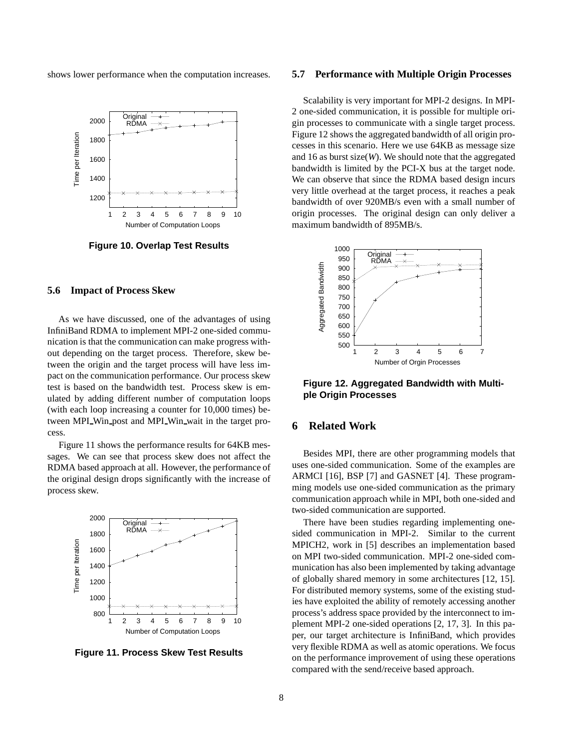shows lower performance when the computation increases.

Figure 10. Overlap Test Results

### 5.6 Impact of Process Skew

As we have discussed, one of the advantages of using InfiniBand RDMA to implement MPI-2 one-sided communication is that the communication can make progress without depending on the target process. Therefore, skew between the origin and the target process will have less impact on the communication performance. Our process skew test is based on the bandwidth test. Process skew is emulated by adding different number of computation loops (with each loop increasing a counter for 10,000 times) between MPI_Win_post and MPI_Win_wait in the target process.

Figure 11 shows the performance results for 64KB messages. We can see that process skew does not affect the RDMA based approach at all. However, the performance of the original design drops significantly with the increase of process skew.

Figure 11. Process Skew Test Results

### 5.7 Performance with Multiple Origin Processes

Scalability is very important for MPI-2 designs. In MPI-2 one-sided communication, it is possible for multiple origin processes to communicate with a single target process. Figure 12 shows the aggregated bandwidth of all origin processes in this scenario. Here we use 64KB as message size and 16 as burst size(*W*). We should note that the aggregated bandwidth is limited by the PCI-X bus at the target node. We can observe that since the RDMA based design incurs very little overhead at the target process, it reaches a peak bandwidth of over 920MB/s even with a small number of origin processes. The original design can only deliver a maximum bandwidth of 895MB/s.

Figure 12. Aggregated Bandwidth with Multiple Origin Processes

## 6 Related Work

Besides MPI, there are other programming models that uses one-sided communication. Some of the examples are ARMCI [16], BSP [7] and GASNET [4]. These programming models use one-sided communication as the primary communication approach while in MPI, both one-sided and two-sided communication are supported.

There have been studies regarding implementing one-sided communication in MPI-2. Similar to the current MPICH2, work in [5] describes an implementation based on MPI two-sided communication. MPI-2 one-sided communication has also been implemented by taking advantage of globally shared memory in some architectures [12, 15]. For distributed memory systems, some of the existing studies have exploited the ability of remotely accessing another process's address space provided by the interconnect to implement MPI-2 one-sided operations [2, 17, 3]. In this paper, our target architecture is InfiniBand, which provides very flexible RDMA as well as atomic operations. We focus on the performance improvement of using these operations compared with the send/receive based approach.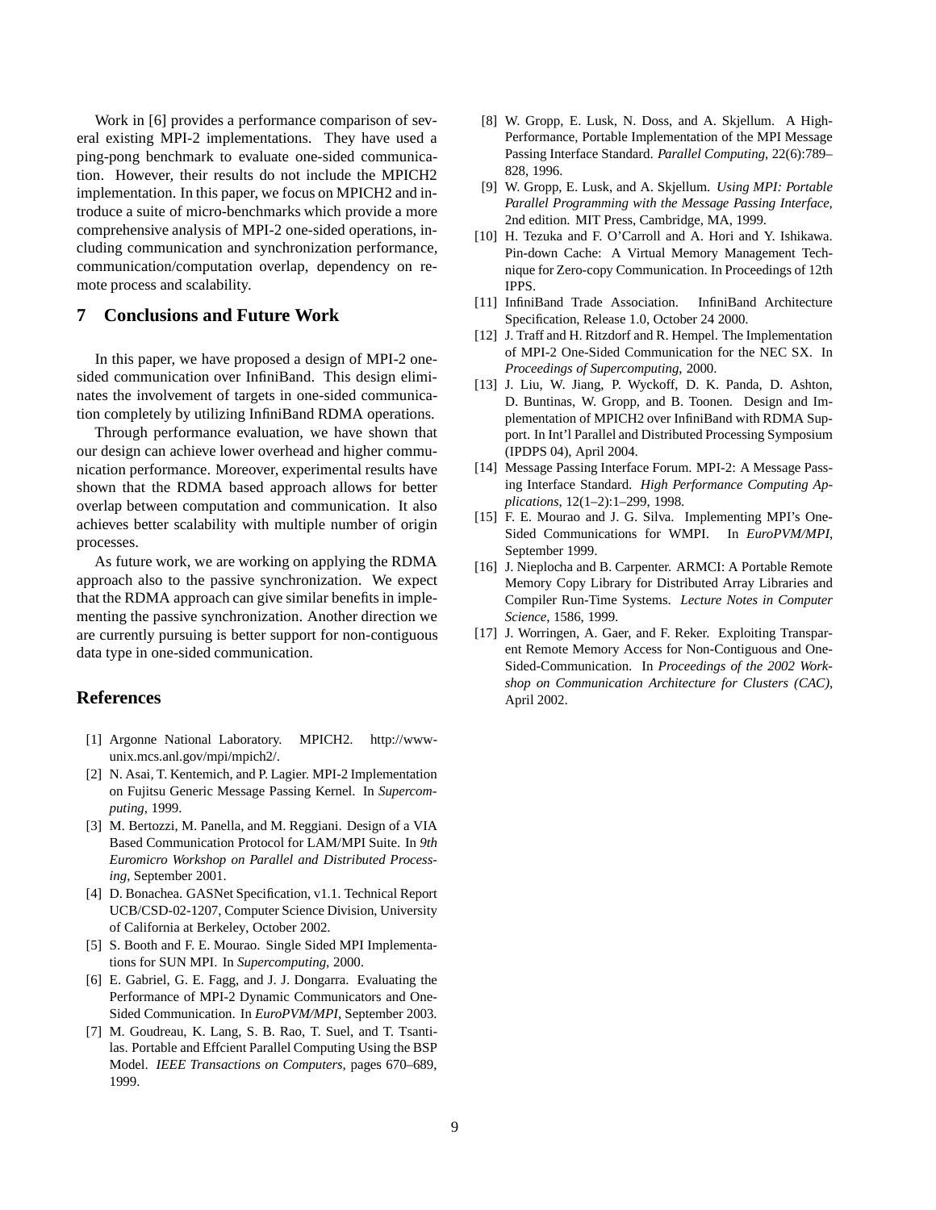Work in [6] provides a performance comparison of several existing MPI-2 implementations. They have used a ping-pong benchmark to evaluate one-sided communication. However, their results do not include the MPICH2 implementation. In this paper, we focus on MPICH2 and introduce a suite of micro-benchmarks which provide a more comprehensive analysis of MPI-2 one-sided operations, including communication and synchronization performance, communication/computation overlap, dependency on remote process and scalability.

## 7 Conclusions and Future Work

In this paper, we have proposed a design of MPI-2 one-sided communication over InfiniBand. This design eliminates the involvement of targets in one-sided communication completely by utilizing InfiniBand RDMA operations.

Through performance evaluation, we have shown that our design can achieve lower overhead and higher communication performance. Moreover, experimental results have shown that the RDMA based approach allows for better overlap between computation and communication. It also achieves better scalability with multiple number of origin processes.

As future work, we are working on applying the RDMA approach also to the passive synchronization. We expect that the RDMA approach can give similar benefits in implementing the passive synchronization. Another direction we are currently pursuing is better support for non-contiguous data type in one-sided communication.

## References

[1] Argonne National Laboratory. MPICH2. http://www-unix.mcs.anl.gov/mpi/mpich2/.

[2] N. Asai, T. Kentemich, and P. Lagier. MPI-2 Implementation on Fujitsu Generic Message Passing Kernel. In *Supercomputing*, 1999.

[3] M. Bertozzi, M. Panella, and M. Reggiani. Design of a VIA Based Communication Protocol for LAM/MPI Suite. In *9th Euromicro Workshop on Parallel and Distributed Processing*, September 2001.

[4] D. Bonachea. GASNet Specification, v1.1. Technical Report UCB/CSD-02-1207, Computer Science Division, University of California at Berkeley, October 2002.

[5] S. Booth and F. E. Mourao. Single Sided MPI Implementations for SUN MPI. In *Supercomputing*, 2000.

[6] E. Gabriel, G. E. Fagg, and J. J. Dongarra. Evaluating the Performance of MPI-2 Dynamic Communicators and One-Sided Communication. In *EuroPVM/MPI*, September 2003.

[7] M. Goudreau, K. Lang, S. B. Rao, T. Suel, and T. Tsantilas. Portable and Effcient Parallel Computing Using the BSP Model. *IEEE Transactions on Computers*, pages 670–689, 1999.

[8] W. Gropp, E. Lusk, N. Doss, and A. Skjellum. A High-Performance, Portable Implementation of the MPI Message Passing Interface Standard. *Parallel Computing*, 22(6):789–828, 1996.

[9] W. Gropp, E. Lusk, and A. Skjellum. *Using MPI: Portable Parallel Programming with the Message Passing Interface*, 2nd edition. MIT Press, Cambridge, MA, 1999.

[10] H. Tezuka and F. O'Carroll and A. Hori and Y. Ishikawa. Pin-down Cache: A Virtual Memory Management Technique for Zero-copy Communication. In Proceedings of 12th IPPS.

[11] InfiniBand Trade Association. InfiniBand Architecture Specification, Release 1.0, October 24 2000.

[12] J. Traff and H. Ritzdorf and R. Hempel. The Implementation of MPI-2 One-Sided Communication for the NEC SX. In *Proceedings of Supercomputing*, 2000.

[13] J. Liu, W. Jiang, P. Wyckoff, D. K. Panda, D. Ashton, D. Buntinas, W. Gropp, and B. Toonen. Design and Implementation of MPICH2 over InfiniBand with RDMA Support. In Int'l Parallel and Distributed Processing Symposium (IPDPS 04), April 2004.

[14] Message Passing Interface Forum. MPI-2: A Message Passing Interface Standard. *High Performance Computing Applications*, 12(1–2):1–299, 1998.

[15] F. E. Mourao and J. G. Silva. Implementing MPI's One-Sided Communications for WMPI. In *EuroPVM/MPI*, September 1999.

[16] J. Nieplocha and B. Carpenter. ARMCI: A Portable Remote Memory Copy Library for Distributed Array Libraries and Compiler Run-Time Systems. *Lecture Notes in Computer Science*, 1586, 1999.

[17] J. Worringen, A. Gaer, and F. Reker. Exploiting Transparent Remote Memory Access for Non-Contiguous and One-Sided-Communication. In *Proceedings of the 2002 Workshop on Communication Architecture for Clusters (CAC)*, April 2002.